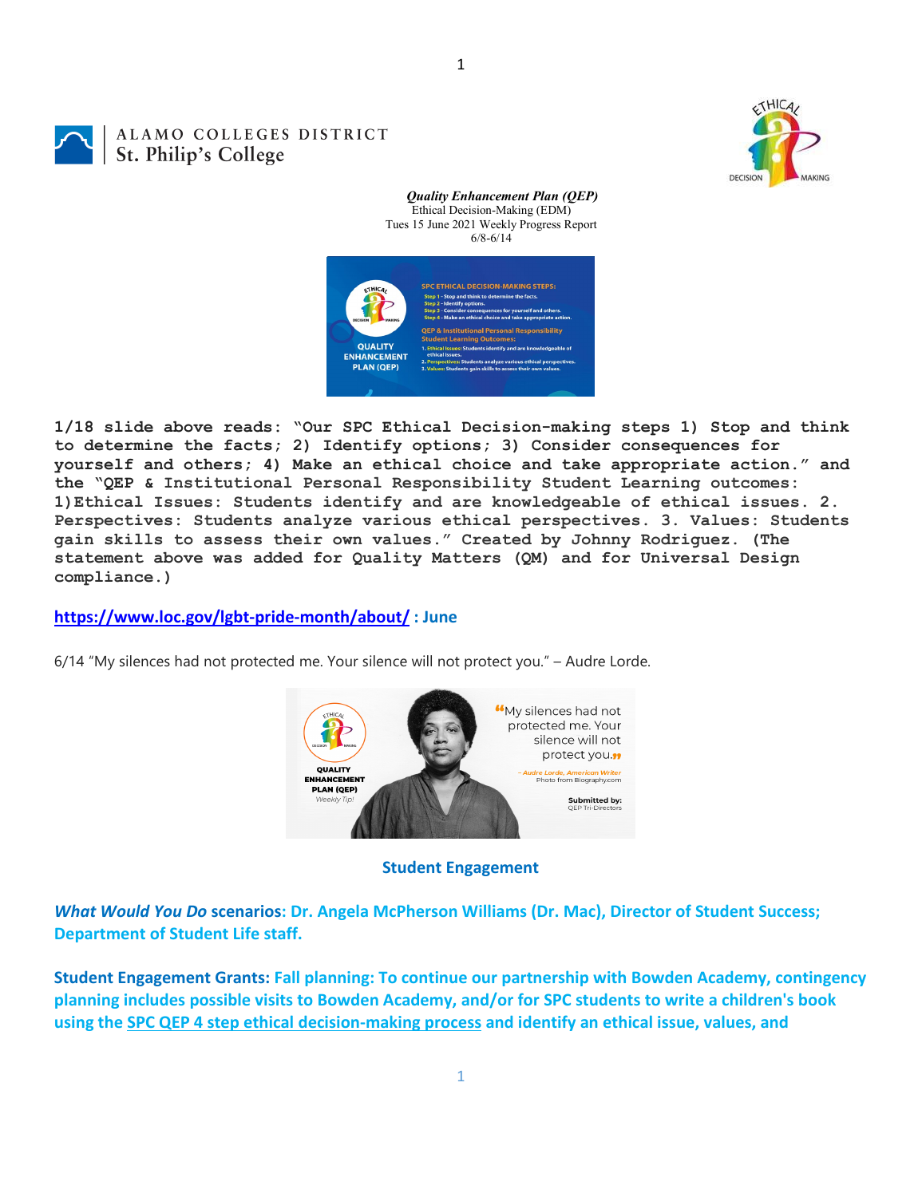ALAMO COLLEGES DISTRICT
St. Philip's College

***Quality Enhancement Plan (QEP)***
Ethical Decision-Making (EDM)
Tues 15 June 2021 Weekly Progress Report
6/8-6/14

**1/18 slide above reads: "Our SPC Ethical Decision-making steps 1) Stop and think to determine the facts; 2) Identify options; 3) Consider consequences for yourself and others; 4) Make an ethical choice and take appropriate action." and the "QEP & Institutional Personal Responsibility Student Learning outcomes: 1)Ethical Issues: Students identify and are knowledgeable of ethical issues. 2. Perspectives: Students analyze various ethical perspectives. 3. Values: Students gain skills to assess their own values." Created by Johnny Rodriguez. (The statement above was added for Quality Matters (QM) and for Universal Design compliance.)**

**https://www.loc.gov/lgbt-pride-month/about/ : June**

6/14 "My silences had not protected me. Your silence will not protect you." – Audre Lorde.

## Student Engagement

***What Would You Do* scenarios: Dr. Angela McPherson Williams (Dr. Mac), Director of Student Success; Department of Student Life staff.**

**Student Engagement Grants: Fall planning: To continue our partnership with Bowden Academy, contingency planning includes possible visits to Bowden Academy, and/or for SPC students to write a children's book using the SPC QEP 4 step ethical decision-making process and identify an ethical issue, values, and**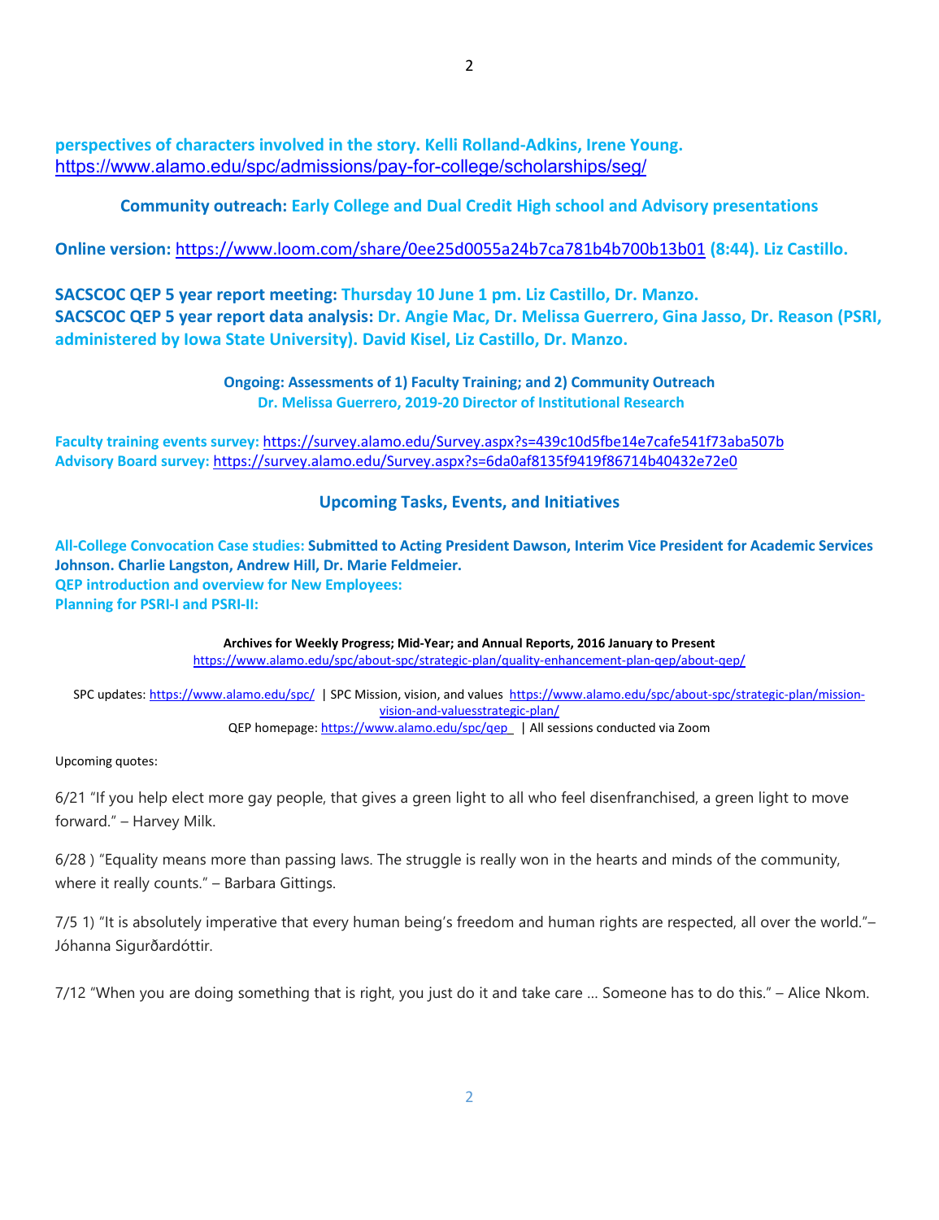**perspectives of characters involved in the story. Kelli Rolland-Adkins, Irene Young.**
https://www.alamo.edu/spc/admissions/pay-for-college/scholarships/seg/

**Community outreach: Early College and Dual Credit High school and Advisory presentations**

**Online version:** https://www.loom.com/share/0ee25d0055a24b7ca781b4b700b13b01 **(8:44). Liz Castillo.**

**SACSCOC QEP 5 year report meeting: Thursday 10 June 1 pm. Liz Castillo, Dr. Manzo.**
**SACSCOC QEP 5 year report data analysis: Dr. Angie Mac, Dr. Melissa Guerrero, Gina Jasso, Dr. Reason (PSRI, administered by Iowa State University). David Kisel, Liz Castillo, Dr. Manzo.**

**Ongoing: Assessments of 1) Faculty Training; and 2) Community Outreach**
**Dr. Melissa Guerrero, 2019-20 Director of Institutional Research**

**Faculty training events survey:** https://survey.alamo.edu/Survey.aspx?s=439c10d5fbe14e7cafe541f73aba507b
**Advisory Board survey:** https://survey.alamo.edu/Survey.aspx?s=6da0af8135f9419f86714b40432e72e0

## Upcoming Tasks, Events, and Initiatives

**All-College Convocation Case studies: Submitted to Acting President Dawson, Interim Vice President for Academic Services Johnson. Charlie Langston, Andrew Hill, Dr. Marie Feldmeier.**
**QEP introduction and overview for New Employees:**
**Planning for PSRI-I and PSRI-II:**

**Archives for Weekly Progress; Mid-Year; and Annual Reports, 2016 January to Present**
https://www.alamo.edu/spc/about-spc/strategic-plan/quality-enhancement-plan-qep/about-qep/

SPC updates: https://www.alamo.edu/spc/ | SPC Mission, vision, and values https://www.alamo.edu/spc/about-spc/strategic-plan/mission-vision-and-valuesstrategic-plan/
QEP homepage: https://www.alamo.edu/spc/qep | All sessions conducted via Zoom

Upcoming quotes:

6/21 “If you help elect more gay people, that gives a green light to all who feel disenfranchised, a green light to move forward.” – Harvey Milk.

6/28 ) “Equality means more than passing laws. The struggle is really won in the hearts and minds of the community, where it really counts.” – Barbara Gittings.

7/5 1) “It is absolutely imperative that every human being’s freedom and human rights are respected, all over the world.”– Jóhanna Sigurðardóttir.

7/12 “When you are doing something that is right, you just do it and take care … Someone has to do this.” – Alice Nkom.